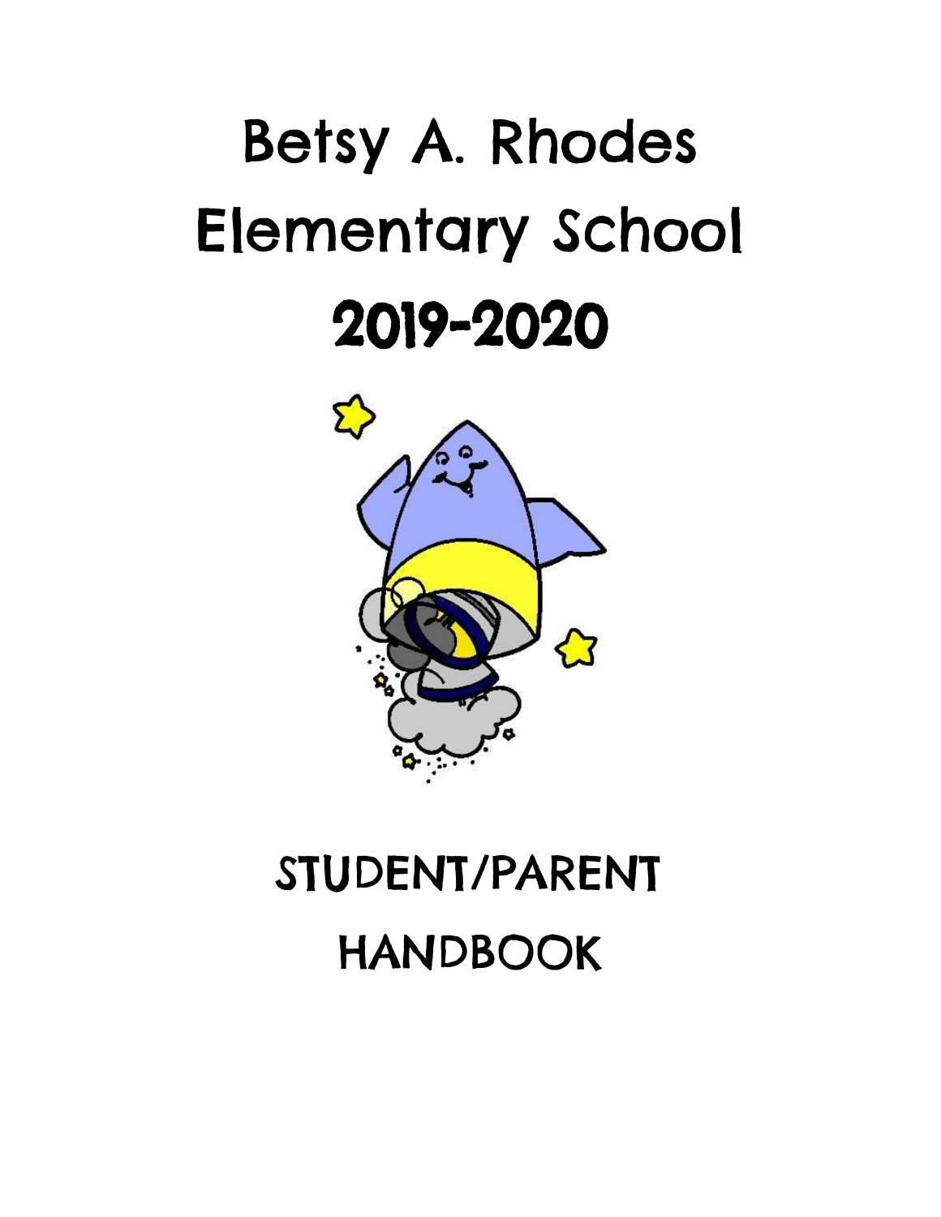# Betsy A. Rhodes Elementary School

# 2019-2020

## STUDENT/PARENT HANDBOOK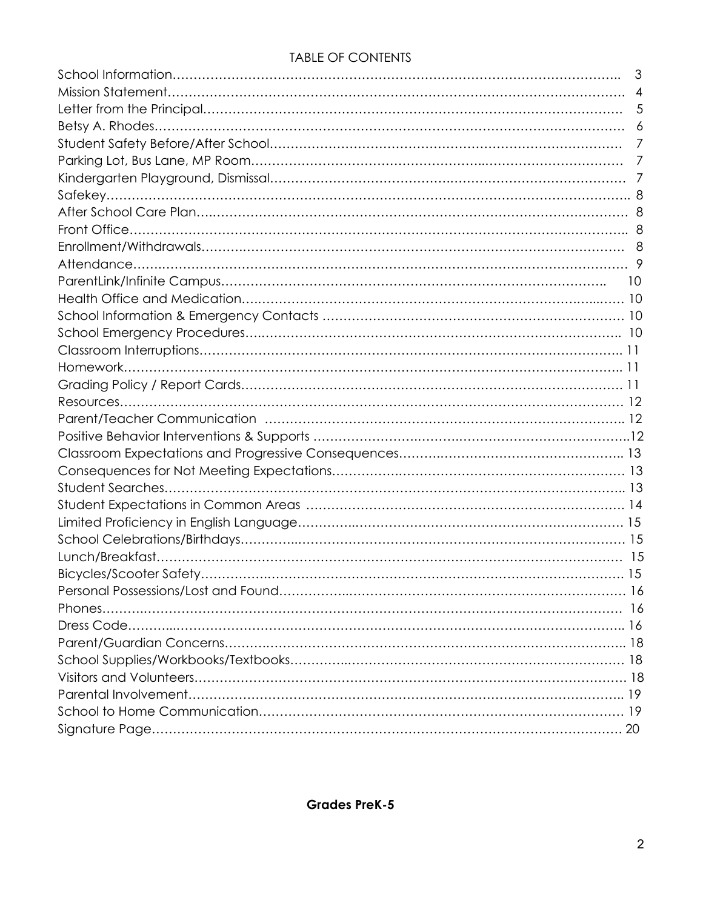## TABLE OF CONTENTS

| Section | Page |
|---|---|
| School Information | 3 |
| Mission Statement | 4 |
| Letter from the Principal | 5 |
| Betsy A. Rhodes | 6 |
| Student Safety Before/After School | 7 |
| Parking Lot, Bus Lane, MP Room | 7 |
| Kindergarten Playground, Dismissal | 7 |
| Safekey | 8 |
| After School Care Plan | 8 |
| Front Office | 8 |
| Enrollment/Withdrawals | 8 |
| Attendance | 9 |
| ParentLink/Infinite Campus | 10 |
| Health Office and Medication | 10 |
| School Information & Emergency Contacts | 10 |
| School Emergency Procedures | 10 |
| Classroom Interruptions | 11 |
| Homework | 11 |
| Grading Policy / Report Cards | 11 |
| Resources | 12 |
| Parent/Teacher Communication | 12 |
| Positive Behavior Interventions & Supports | 12 |
| Classroom Expectations and Progressive Consequences | 13 |
| Consequences for Not Meeting Expectations | 13 |
| Student Searches | 13 |
| Student Expectations in Common Areas | 14 |
| Limited Proficiency in English Language | 15 |
| School Celebrations/Birthdays | 15 |
| Lunch/Breakfast | 15 |
| Bicycles/Scooter Safety | 15 |
| Personal Possessions/Lost and Found | 16 |
| Phones | 16 |
| Dress Code | 16 |
| Parent/Guardian Concerns | 18 |
| School Supplies/Workbooks/Textbooks | 18 |
| Visitors and Volunteers | 18 |
| Parental Involvement | 19 |
| School to Home Communication | 19 |
| Signature Page | 20 |

**Grades PreK-5**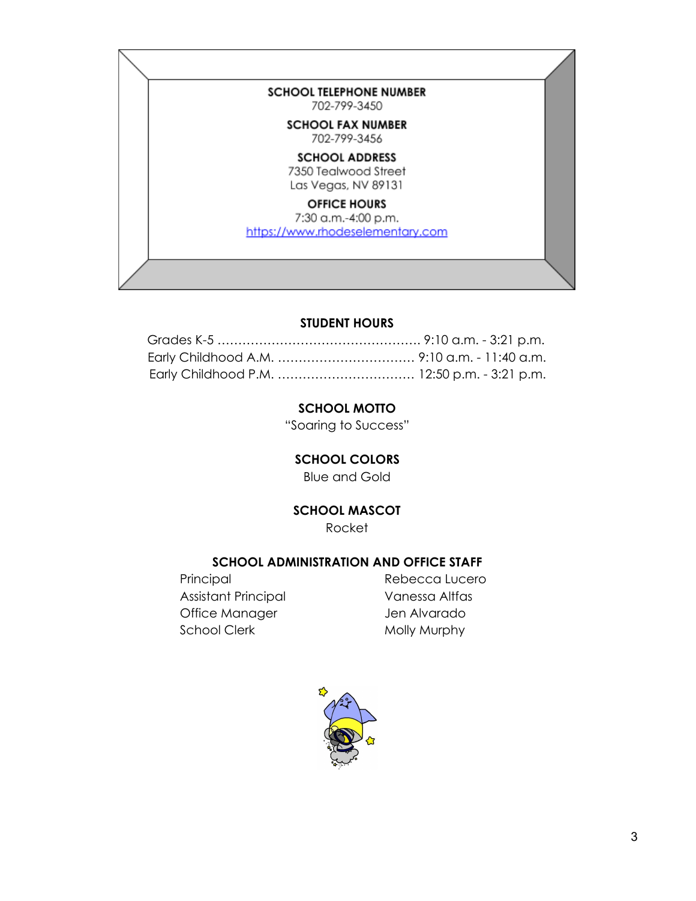**SCHOOL TELEPHONE NUMBER**
702-799-3450

**SCHOOL FAX NUMBER**
702-799-3456

**SCHOOL ADDRESS**
7350 Tealwood Street
Las Vegas, NV 89131

**OFFICE HOURS**
7:30 a.m.-4:00 p.m.
https://www.rhodeselementary.com

**STUDENT HOURS**

Grades K-5 ................................................ 9:10 a.m. - 3:21 p.m.
Early Childhood A.M. ................................ 9:10 a.m. - 11:40 a.m.
Early Childhood P.M. ................................ 12:50 p.m. - 3:21 p.m.

**SCHOOL MOTTO**
"Soaring to Success"

**SCHOOL COLORS**
Blue and Gold

**SCHOOL MASCOT**
Rocket

**SCHOOL ADMINISTRATION AND OFFICE STAFF**

| | |
|---|---|
| Principal | Rebecca Lucero |
| Assistant Principal | Vanessa Altfas |
| Office Manager | Jen Alvarado |
| School Clerk | Molly Murphy |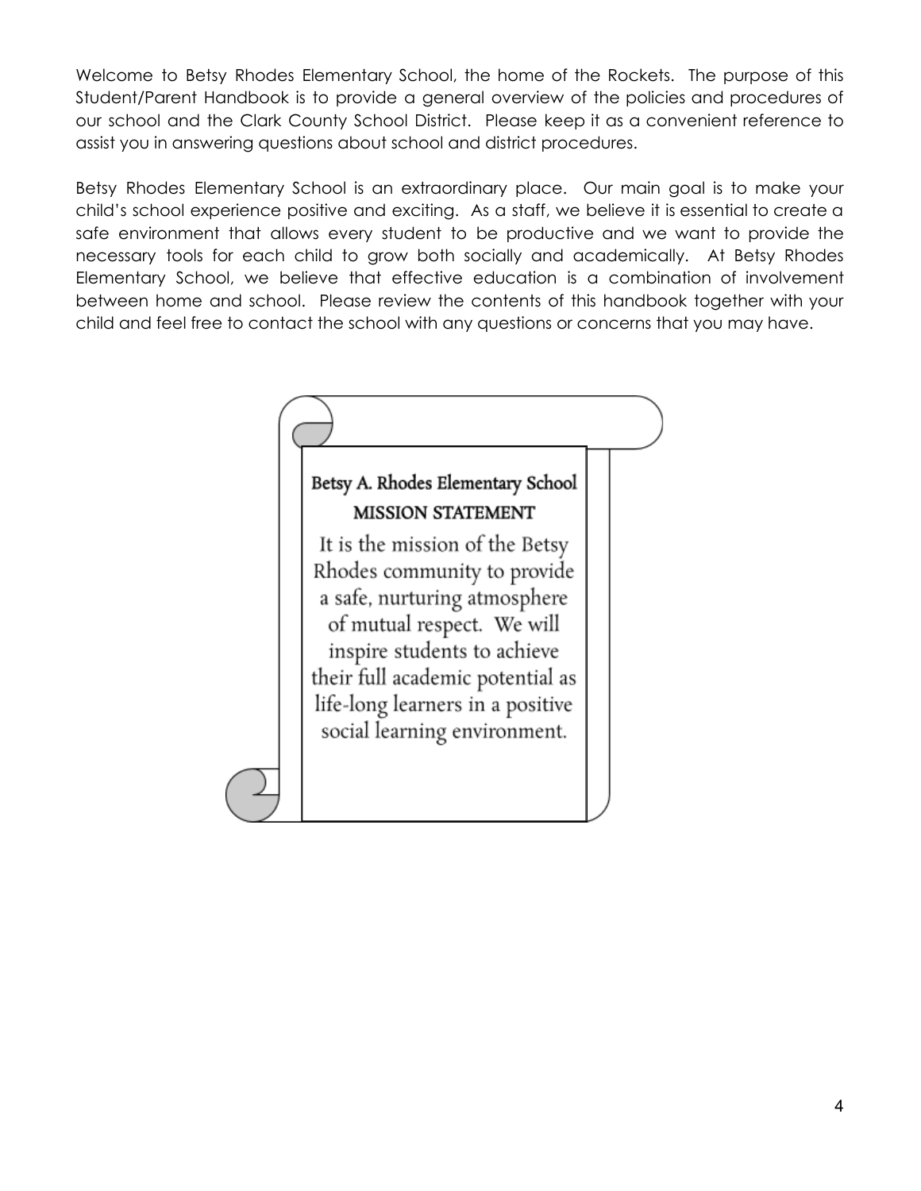Welcome to Betsy Rhodes Elementary School, the home of the Rockets. The purpose of this Student/Parent Handbook is to provide a general overview of the policies and procedures of our school and the Clark County School District. Please keep it as a convenient reference to assist you in answering questions about school and district procedures.

Betsy Rhodes Elementary School is an extraordinary place. Our main goal is to make your child's school experience positive and exciting. As a staff, we believe it is essential to create a safe environment that allows every student to be productive and we want to provide the necessary tools for each child to grow both socially and academically. At Betsy Rhodes Elementary School, we believe that effective education is a combination of involvement between home and school. Please review the contents of this handbook together with your child and feel free to contact the school with any questions or concerns that you may have.

**Betsy A. Rhodes Elementary School**

**MISSION STATEMENT**

It is the mission of the Betsy Rhodes community to provide a safe, nurturing atmosphere of mutual respect. We will inspire students to achieve their full academic potential as life-long learners in a positive social learning environment.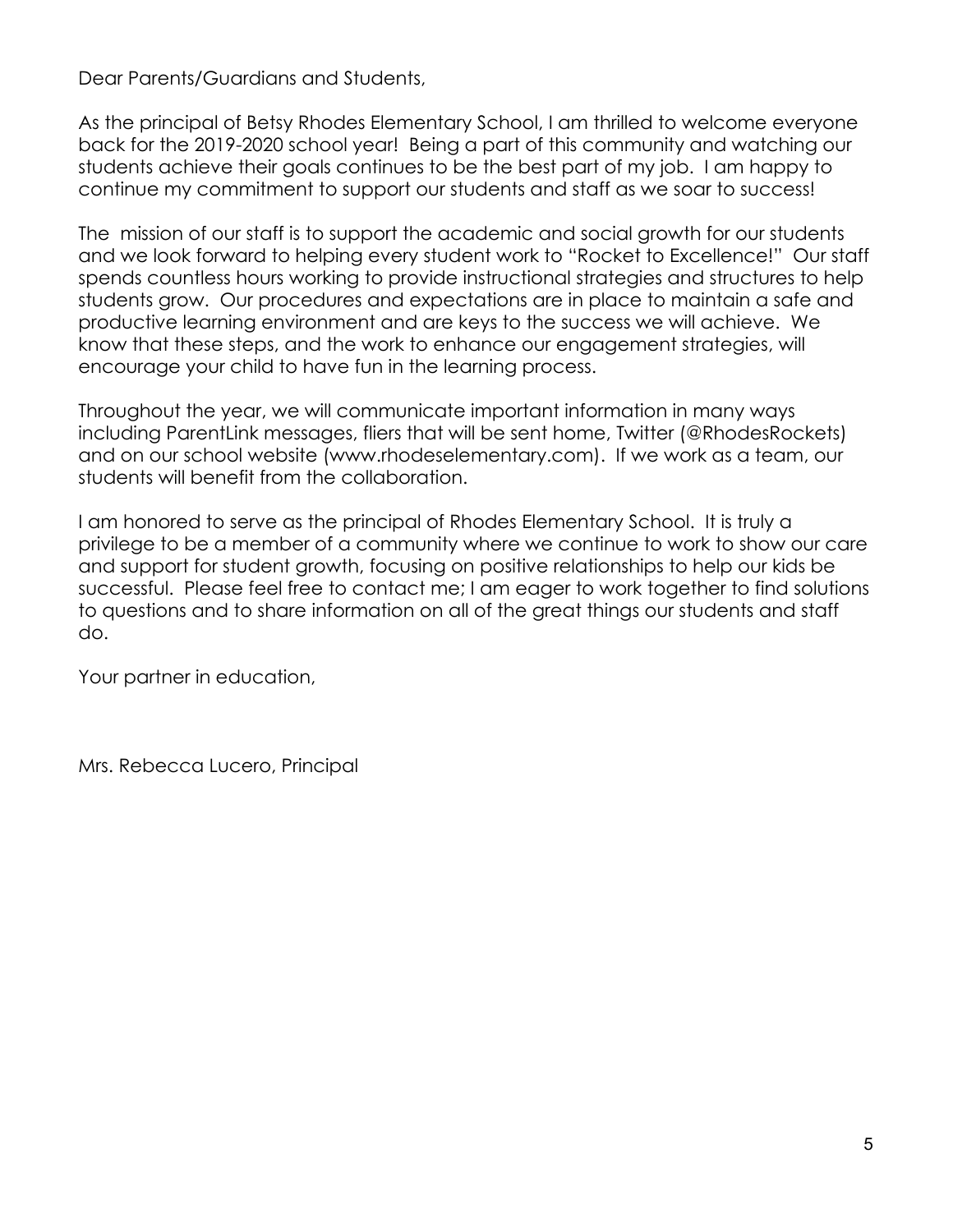Dear Parents/Guardians and Students,

As the principal of Betsy Rhodes Elementary School, I am thrilled to welcome everyone back for the 2019-2020 school year! Being a part of this community and watching our students achieve their goals continues to be the best part of my job. I am happy to continue my commitment to support our students and staff as we soar to success!

The mission of our staff is to support the academic and social growth for our students and we look forward to helping every student work to "Rocket to Excellence!" Our staff spends countless hours working to provide instructional strategies and structures to help students grow. Our procedures and expectations are in place to maintain a safe and productive learning environment and are keys to the success we will achieve. We know that these steps, and the work to enhance our engagement strategies, will encourage your child to have fun in the learning process.

Throughout the year, we will communicate important information in many ways including ParentLink messages, fliers that will be sent home, Twitter (@RhodesRockets) and on our school website (www.rhodeselementary.com). If we work as a team, our students will benefit from the collaboration.

I am honored to serve as the principal of Rhodes Elementary School. It is truly a privilege to be a member of a community where we continue to work to show our care and support for student growth, focusing on positive relationships to help our kids be successful. Please feel free to contact me; I am eager to work together to find solutions to questions and to share information on all of the great things our students and staff do.

Your partner in education,

Mrs. Rebecca Lucero, Principal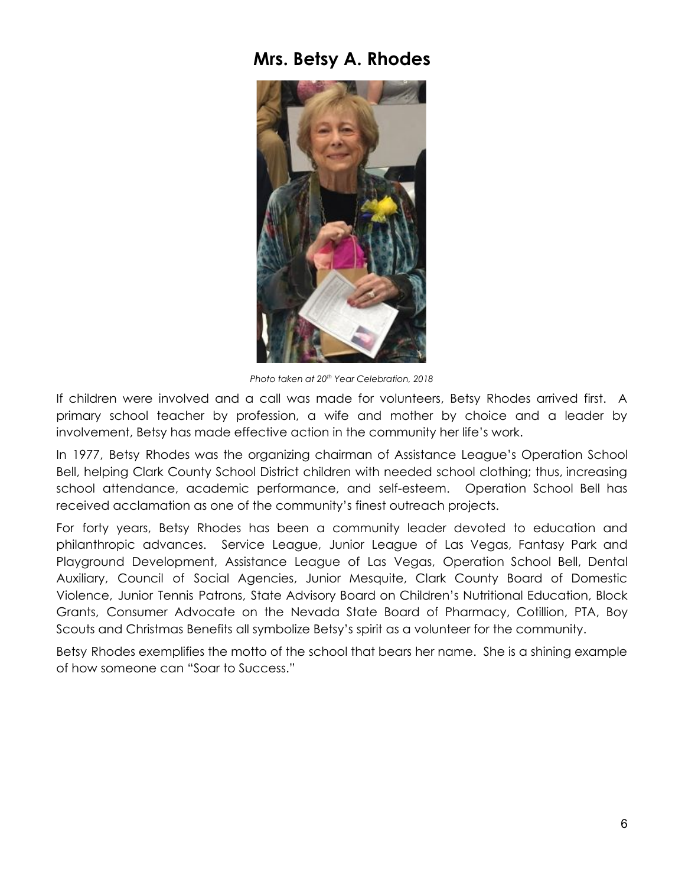# Mrs. Betsy A. Rhodes

*Photo taken at 20th Year Celebration, 2018*

If children were involved and a call was made for volunteers, Betsy Rhodes arrived first. A primary school teacher by profession, a wife and mother by choice and a leader by involvement, Betsy has made effective action in the community her life's work.

In 1977, Betsy Rhodes was the organizing chairman of Assistance League's Operation School Bell, helping Clark County School District children with needed school clothing; thus, increasing school attendance, academic performance, and self-esteem. Operation School Bell has received acclamation as one of the community's finest outreach projects.

For forty years, Betsy Rhodes has been a community leader devoted to education and philanthropic advances. Service League, Junior League of Las Vegas, Fantasy Park and Playground Development, Assistance League of Las Vegas, Operation School Bell, Dental Auxiliary, Council of Social Agencies, Junior Mesquite, Clark County Board of Domestic Violence, Junior Tennis Patrons, State Advisory Board on Children's Nutritional Education, Block Grants, Consumer Advocate on the Nevada State Board of Pharmacy, Cotillion, PTA, Boy Scouts and Christmas Benefits all symbolize Betsy's spirit as a volunteer for the community.

Betsy Rhodes exemplifies the motto of the school that bears her name. She is a shining example of how someone can "Soar to Success."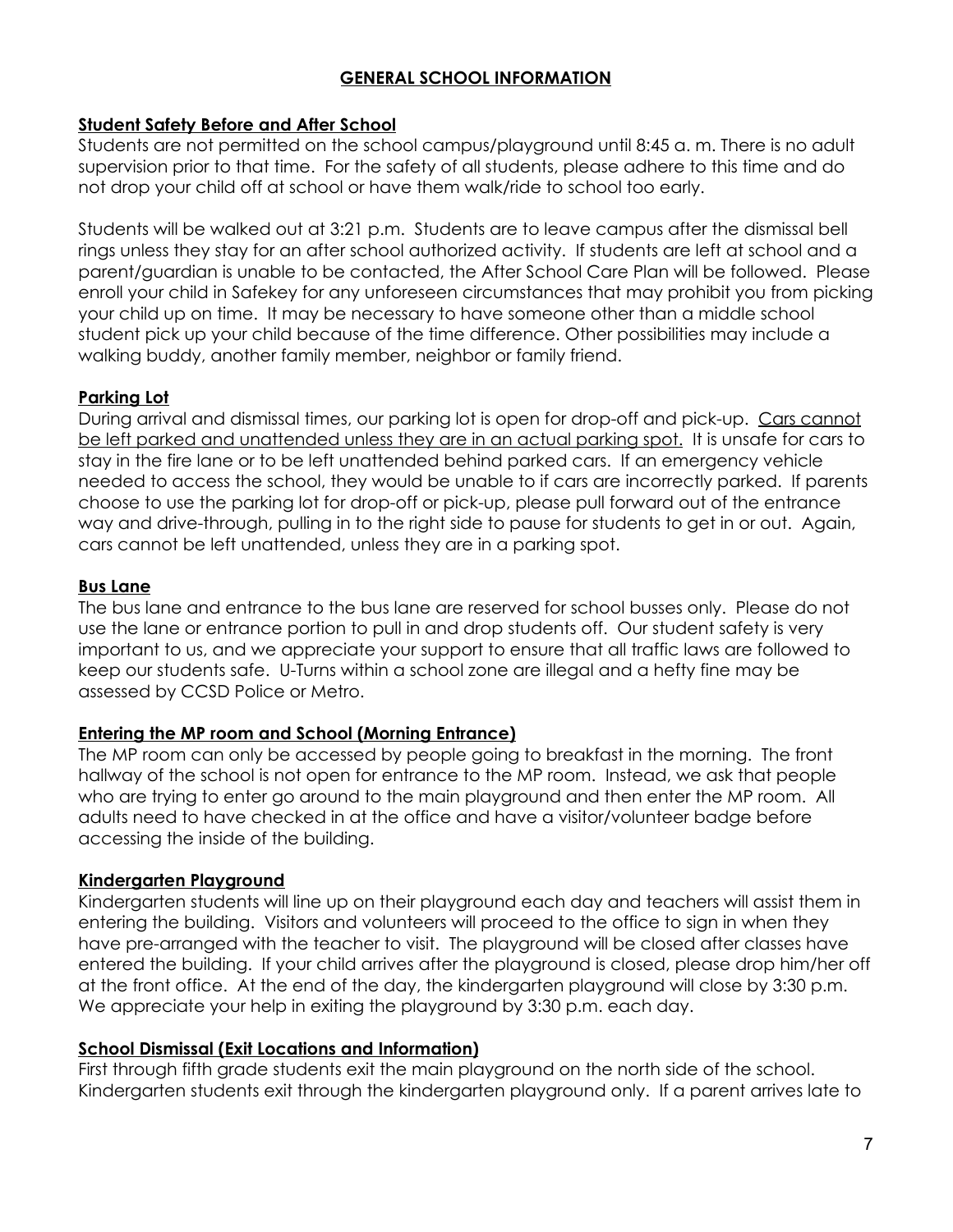## GENERAL SCHOOL INFORMATION

### Student Safety Before and After School

Students are not permitted on the school campus/playground until 8:45 a. m. There is no adult supervision prior to that time. For the safety of all students, please adhere to this time and do not drop your child off at school or have them walk/ride to school too early.

Students will be walked out at 3:21 p.m. Students are to leave campus after the dismissal bell rings unless they stay for an after school authorized activity. If students are left at school and a parent/guardian is unable to be contacted, the After School Care Plan will be followed. Please enroll your child in Safekey for any unforeseen circumstances that may prohibit you from picking your child up on time. It may be necessary to have someone other than a middle school student pick up your child because of the time difference. Other possibilities may include a walking buddy, another family member, neighbor or family friend.

### Parking Lot

During arrival and dismissal times, our parking lot is open for drop-off and pick-up. <u>Cars cannot be left parked and unattended unless they are in an actual parking spot.</u> It is unsafe for cars to stay in the fire lane or to be left unattended behind parked cars. If an emergency vehicle needed to access the school, they would be unable to if cars are incorrectly parked. If parents choose to use the parking lot for drop-off or pick-up, please pull forward out of the entrance way and drive-through, pulling in to the right side to pause for students to get in or out. Again, cars cannot be left unattended, unless they are in a parking spot.

### Bus Lane

The bus lane and entrance to the bus lane are reserved for school busses only. Please do not use the lane or entrance portion to pull in and drop students off. Our student safety is very important to us, and we appreciate your support to ensure that all traffic laws are followed to keep our students safe. U-Turns within a school zone are illegal and a hefty fine may be assessed by CCSD Police or Metro.

### Entering the MP room and School (Morning Entrance)

The MP room can only be accessed by people going to breakfast in the morning. The front hallway of the school is not open for entrance to the MP room. Instead, we ask that people who are trying to enter go around to the main playground and then enter the MP room. All adults need to have checked in at the office and have a visitor/volunteer badge before accessing the inside of the building.

### Kindergarten Playground

Kindergarten students will line up on their playground each day and teachers will assist them in entering the building. Visitors and volunteers will proceed to the office to sign in when they have pre-arranged with the teacher to visit. The playground will be closed after classes have entered the building. If your child arrives after the playground is closed, please drop him/her off at the front office. At the end of the day, the kindergarten playground will close by 3:30 p.m. We appreciate your help in exiting the playground by 3:30 p.m. each day.

### School Dismissal (Exit Locations and Information)

First through fifth grade students exit the main playground on the north side of the school. Kindergarten students exit through the kindergarten playground only. If a parent arrives late to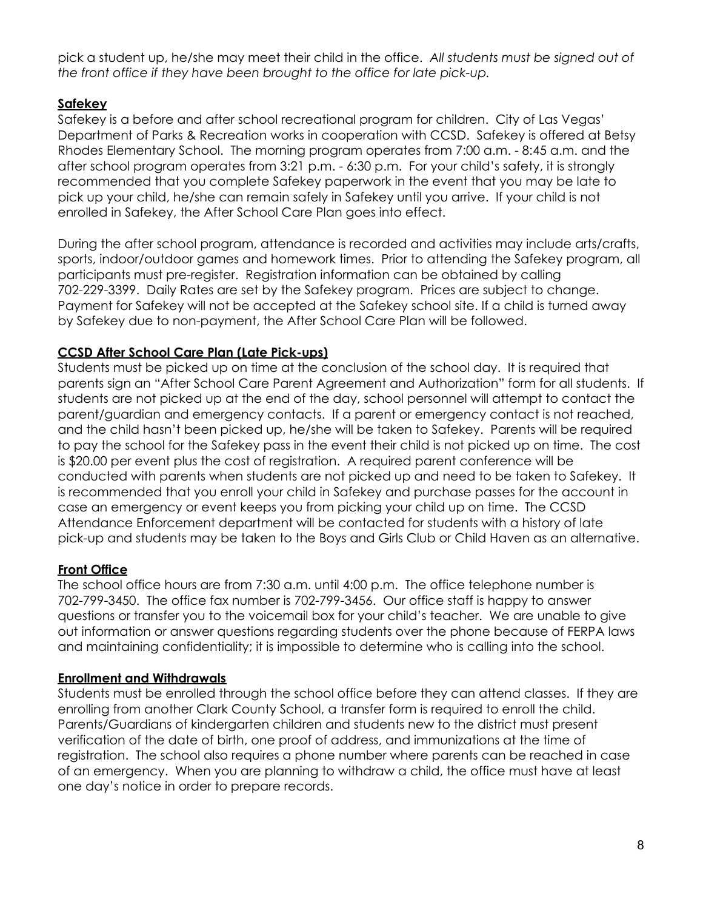pick a student up, he/she may meet their child in the office. *All students must be signed out of the front office if they have been brought to the office for late pick-up.*

## Safekey

Safekey is a before and after school recreational program for children. City of Las Vegas' Department of Parks & Recreation works in cooperation with CCSD. Safekey is offered at Betsy Rhodes Elementary School. The morning program operates from 7:00 a.m. - 8:45 a.m. and the after school program operates from 3:21 p.m. - 6:30 p.m. For your child's safety, it is strongly recommended that you complete Safekey paperwork in the event that you may be late to pick up your child, he/she can remain safely in Safekey until you arrive. If your child is not enrolled in Safekey, the After School Care Plan goes into effect.

During the after school program, attendance is recorded and activities may include arts/crafts, sports, indoor/outdoor games and homework times. Prior to attending the Safekey program, all participants must pre-register. Registration information can be obtained by calling 702-229-3399. Daily Rates are set by the Safekey program. Prices are subject to change. Payment for Safekey will not be accepted at the Safekey school site. If a child is turned away by Safekey due to non-payment, the After School Care Plan will be followed.

## CCSD After School Care Plan (Late Pick-ups)

Students must be picked up on time at the conclusion of the school day. It is required that parents sign an "After School Care Parent Agreement and Authorization" form for all students. If students are not picked up at the end of the day, school personnel will attempt to contact the parent/guardian and emergency contacts. If a parent or emergency contact is not reached, and the child hasn't been picked up, he/she will be taken to Safekey. Parents will be required to pay the school for the Safekey pass in the event their child is not picked up on time. The cost is $20.00 per event plus the cost of registration. A required parent conference will be conducted with parents when students are not picked up and need to be taken to Safekey. It is recommended that you enroll your child in Safekey and purchase passes for the account in case an emergency or event keeps you from picking your child up on time. The CCSD Attendance Enforcement department will be contacted for students with a history of late pick-up and students may be taken to the Boys and Girls Club or Child Haven as an alternative.

## Front Office

The school office hours are from 7:30 a.m. until 4:00 p.m. The office telephone number is 702-799-3450. The office fax number is 702-799-3456. Our office staff is happy to answer questions or transfer you to the voicemail box for your child's teacher. We are unable to give out information or answer questions regarding students over the phone because of FERPA laws and maintaining confidentiality; it is impossible to determine who is calling into the school.

## Enrollment and Withdrawals

Students must be enrolled through the school office before they can attend classes. If they are enrolling from another Clark County School, a transfer form is required to enroll the child. Parents/Guardians of kindergarten children and students new to the district must present verification of the date of birth, one proof of address, and immunizations at the time of registration. The school also requires a phone number where parents can be reached in case of an emergency. When you are planning to withdraw a child, the office must have at least one day's notice in order to prepare records.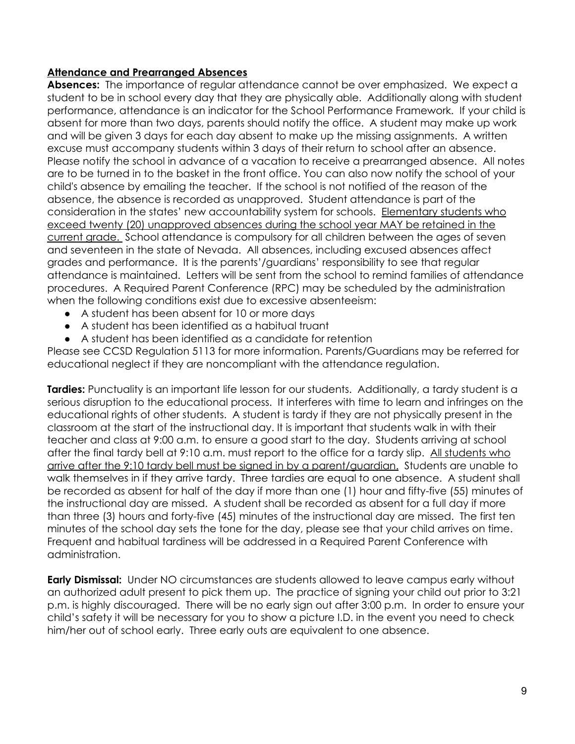## Attendance and Prearranged Absences

**Absences:** The importance of regular attendance cannot be over emphasized. We expect a student to be in school every day that they are physically able. Additionally along with student performance, attendance is an indicator for the School Performance Framework. If your child is absent for more than two days, parents should notify the office. A student may make up work and will be given 3 days for each day absent to make up the missing assignments. A written excuse must accompany students within 3 days of their return to school after an absence. Please notify the school in advance of a vacation to receive a prearranged absence. All notes are to be turned in to the basket in the front office. You can also now notify the school of your child's absence by emailing the teacher. If the school is not notified of the reason of the absence, the absence is recorded as unapproved. Student attendance is part of the consideration in the states' new accountability system for schools. <u>Elementary students who exceed twenty (20) unapproved absences during the school year MAY be retained in the current grade.</u> School attendance is compulsory for all children between the ages of seven and seventeen in the state of Nevada. All absences, including excused absences affect grades and performance. It is the parents'/guardians' responsibility to see that regular attendance is maintained. Letters will be sent from the school to remind families of attendance procedures. A Required Parent Conference (RPC) may be scheduled by the administration when the following conditions exist due to excessive absenteeism:

- A student has been absent for 10 or more days
- A student has been identified as a habitual truant
- A student has been identified as a candidate for retention

Please see CCSD Regulation 5113 for more information. Parents/Guardians may be referred for educational neglect if they are noncompliant with the attendance regulation.

**Tardies:** Punctuality is an important life lesson for our students. Additionally, a tardy student is a serious disruption to the educational process. It interferes with time to learn and infringes on the educational rights of other students. A student is tardy if they are not physically present in the classroom at the start of the instructional day. It is important that students walk in with their teacher and class at 9:00 a.m. to ensure a good start to the day. Students arriving at school after the final tardy bell at 9:10 a.m. must report to the office for a tardy slip. <u>All students who arrive after the 9:10 tardy bell must be signed in by a parent/guardian.</u> Students are unable to walk themselves in if they arrive tardy. Three tardies are equal to one absence. A student shall be recorded as absent for half of the day if more than one (1) hour and fifty-five (55) minutes of the instructional day are missed. A student shall be recorded as absent for a full day if more than three (3) hours and forty-five (45) minutes of the instructional day are missed. The first ten minutes of the school day sets the tone for the day, please see that your child arrives on time. Frequent and habitual tardiness will be addressed in a Required Parent Conference with administration.

**Early Dismissal:** Under NO circumstances are students allowed to leave campus early without an authorized adult present to pick them up. The practice of signing your child out prior to 3:21 p.m. is highly discouraged. There will be no early sign out after 3:00 p.m. In order to ensure your child's safety it will be necessary for you to show a picture I.D. in the event you need to check him/her out of school early. Three early outs are equivalent to one absence.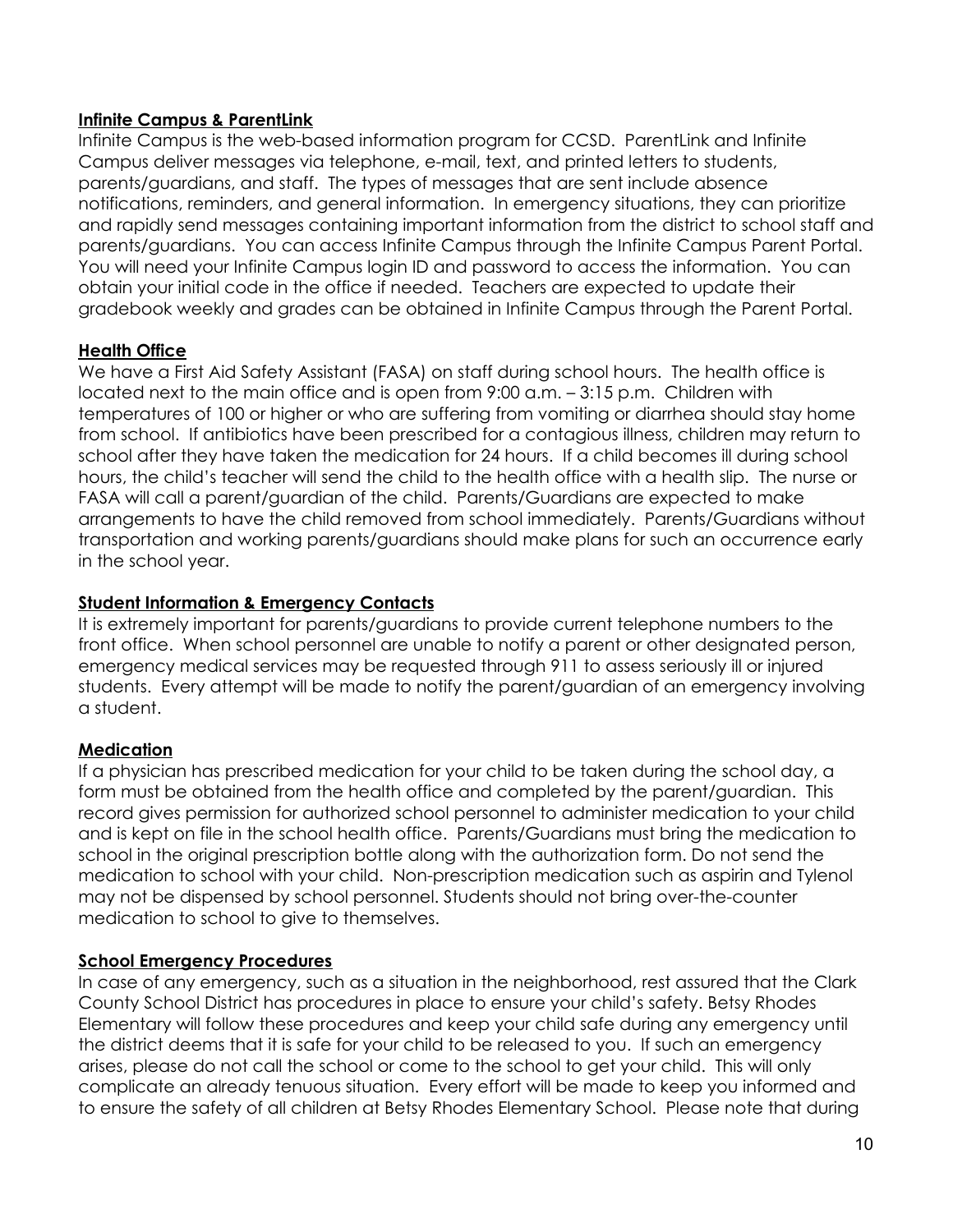## Infinite Campus & ParentLink

Infinite Campus is the web-based information program for CCSD. ParentLink and Infinite Campus deliver messages via telephone, e-mail, text, and printed letters to students, parents/guardians, and staff. The types of messages that are sent include absence notifications, reminders, and general information. In emergency situations, they can prioritize and rapidly send messages containing important information from the district to school staff and parents/guardians. You can access Infinite Campus through the Infinite Campus Parent Portal. You will need your Infinite Campus login ID and password to access the information. You can obtain your initial code in the office if needed. Teachers are expected to update their gradebook weekly and grades can be obtained in Infinite Campus through the Parent Portal.

## Health Office

We have a First Aid Safety Assistant (FASA) on staff during school hours. The health office is located next to the main office and is open from 9:00 a.m. – 3:15 p.m. Children with temperatures of 100 or higher or who are suffering from vomiting or diarrhea should stay home from school. If antibiotics have been prescribed for a contagious illness, children may return to school after they have taken the medication for 24 hours. If a child becomes ill during school hours, the child's teacher will send the child to the health office with a health slip. The nurse or FASA will call a parent/guardian of the child. Parents/Guardians are expected to make arrangements to have the child removed from school immediately. Parents/Guardians without transportation and working parents/guardians should make plans for such an occurrence early in the school year.

## Student Information & Emergency Contacts

It is extremely important for parents/guardians to provide current telephone numbers to the front office. When school personnel are unable to notify a parent or other designated person, emergency medical services may be requested through 911 to assess seriously ill or injured students. Every attempt will be made to notify the parent/guardian of an emergency involving a student.

## Medication

If a physician has prescribed medication for your child to be taken during the school day, a form must be obtained from the health office and completed by the parent/guardian. This record gives permission for authorized school personnel to administer medication to your child and is kept on file in the school health office. Parents/Guardians must bring the medication to school in the original prescription bottle along with the authorization form. Do not send the medication to school with your child. Non-prescription medication such as aspirin and Tylenol may not be dispensed by school personnel. Students should not bring over-the-counter medication to school to give to themselves.

## School Emergency Procedures

In case of any emergency, such as a situation in the neighborhood, rest assured that the Clark County School District has procedures in place to ensure your child's safety. Betsy Rhodes Elementary will follow these procedures and keep your child safe during any emergency until the district deems that it is safe for your child to be released to you. If such an emergency arises, please do not call the school or come to the school to get your child. This will only complicate an already tenuous situation. Every effort will be made to keep you informed and to ensure the safety of all children at Betsy Rhodes Elementary School. Please note that during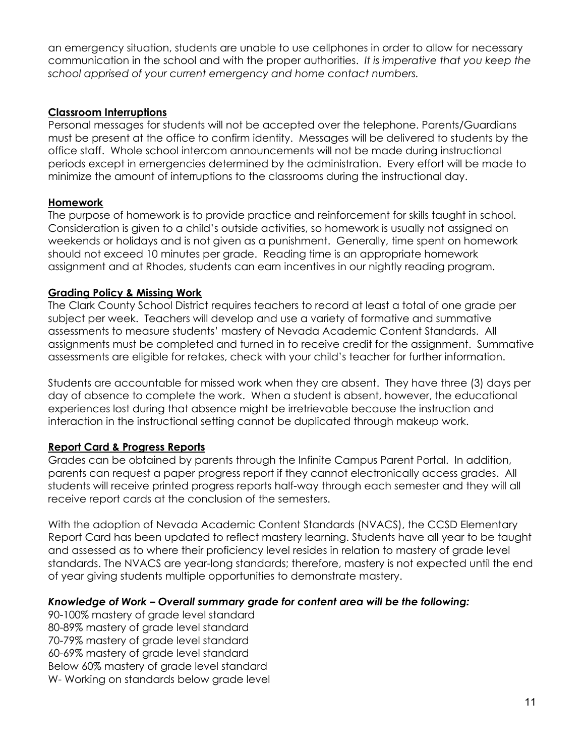an emergency situation, students are unable to use cellphones in order to allow for necessary communication in the school and with the proper authorities. *It is imperative that you keep the school apprised of your current emergency and home contact numbers.*

## Classroom Interruptions

Personal messages for students will not be accepted over the telephone. Parents/Guardians must be present at the office to confirm identity. Messages will be delivered to students by the office staff. Whole school intercom announcements will not be made during instructional periods except in emergencies determined by the administration. Every effort will be made to minimize the amount of interruptions to the classrooms during the instructional day.

## Homework

The purpose of homework is to provide practice and reinforcement for skills taught in school. Consideration is given to a child's outside activities, so homework is usually not assigned on weekends or holidays and is not given as a punishment. Generally, time spent on homework should not exceed 10 minutes per grade. Reading time is an appropriate homework assignment and at Rhodes, students can earn incentives in our nightly reading program.

## Grading Policy & Missing Work

The Clark County School District requires teachers to record at least a total of one grade per subject per week. Teachers will develop and use a variety of formative and summative assessments to measure students' mastery of Nevada Academic Content Standards. All assignments must be completed and turned in to receive credit for the assignment. Summative assessments are eligible for retakes, check with your child's teacher for further information.

Students are accountable for missed work when they are absent. They have three (3) days per day of absence to complete the work. When a student is absent, however, the educational experiences lost during that absence might be irretrievable because the instruction and interaction in the instructional setting cannot be duplicated through makeup work.

## Report Card & Progress Reports

Grades can be obtained by parents through the Infinite Campus Parent Portal. In addition, parents can request a paper progress report if they cannot electronically access grades. All students will receive printed progress reports half-way through each semester and they will all receive report cards at the conclusion of the semesters.

With the adoption of Nevada Academic Content Standards (NVACS), the CCSD Elementary Report Card has been updated to reflect mastery learning. Students have all year to be taught and assessed as to where their proficiency level resides in relation to mastery of grade level standards. The NVACS are year-long standards; therefore, mastery is not expected until the end of year giving students multiple opportunities to demonstrate mastery.

***Knowledge of Work – Overall summary grade for content area will be the following:***

90-100% mastery of grade level standard
80-89% mastery of grade level standard
70-79% mastery of grade level standard
60-69% mastery of grade level standard
Below 60% mastery of grade level standard
W- Working on standards below grade level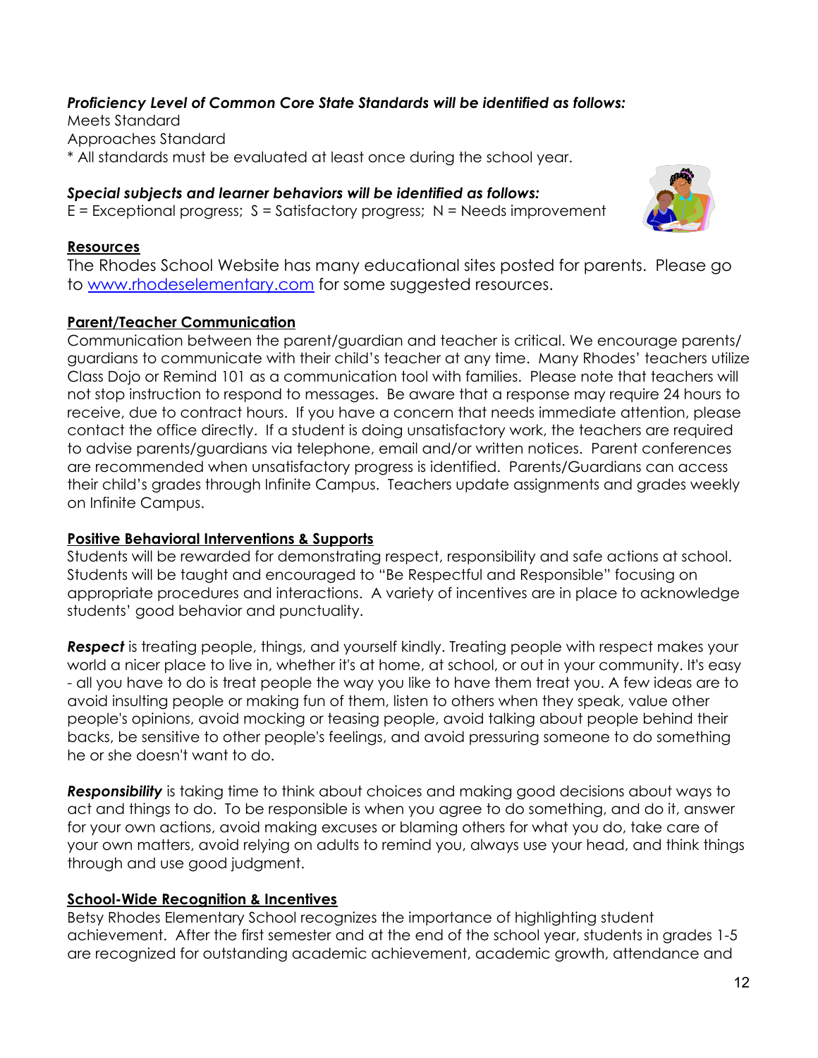***Proficiency Level of Common Core State Standards will be identified as follows:***

Meets Standard
Approaches Standard
* All standards must be evaluated at least once during the school year.

***Special subjects and learner behaviors will be identified as follows:***

E = Exceptional progress;  S = Satisfactory progress;  N = Needs improvement

**Resources**

The Rhodes School Website has many educational sites posted for parents.  Please go to [www.rhodeselementary.com](http://www.rhodeselementary.com) for some suggested resources.

**Parent/Teacher Communication**

Communication between the parent/guardian and teacher is critical. We encourage parents/guardians to communicate with their child's teacher at any time.  Many Rhodes' teachers utilize Class Dojo or Remind 101 as a communication tool with families.  Please note that teachers will not stop instruction to respond to messages.  Be aware that a response may require 24 hours to receive, due to contract hours.  If you have a concern that needs immediate attention, please contact the office directly.  If a student is doing unsatisfactory work, the teachers are required to advise parents/guardians via telephone, email and/or written notices.  Parent conferences are recommended when unsatisfactory progress is identified.  Parents/Guardians can access their child's grades through Infinite Campus.  Teachers update assignments and grades weekly on Infinite Campus.

**Positive Behavioral Interventions & Supports**

Students will be rewarded for demonstrating respect, responsibility and safe actions at school. Students will be taught and encouraged to "Be Respectful and Responsible" focusing on appropriate procedures and interactions.  A variety of incentives are in place to acknowledge students' good behavior and punctuality.

***Respect*** is treating people, things, and yourself kindly. Treating people with respect makes your world a nicer place to live in, whether it's at home, at school, or out in your community. It's easy - all you have to do is treat people the way you like to have them treat you. A few ideas are to avoid insulting people or making fun of them, listen to others when they speak, value other people's opinions, avoid mocking or teasing people, avoid talking about people behind their backs, be sensitive to other people's feelings, and avoid pressuring someone to do something he or she doesn't want to do.

***Responsibility*** is taking time to think about choices and making good decisions about ways to act and things to do.  To be responsible is when you agree to do something, and do it, answer for your own actions, avoid making excuses or blaming others for what you do, take care of your own matters, avoid relying on adults to remind you, always use your head, and think things through and use good judgment.

**School-Wide Recognition & Incentives**

Betsy Rhodes Elementary School recognizes the importance of highlighting student achievement.  After the first semester and at the end of the school year, students in grades 1-5 are recognized for outstanding academic achievement, academic growth, attendance and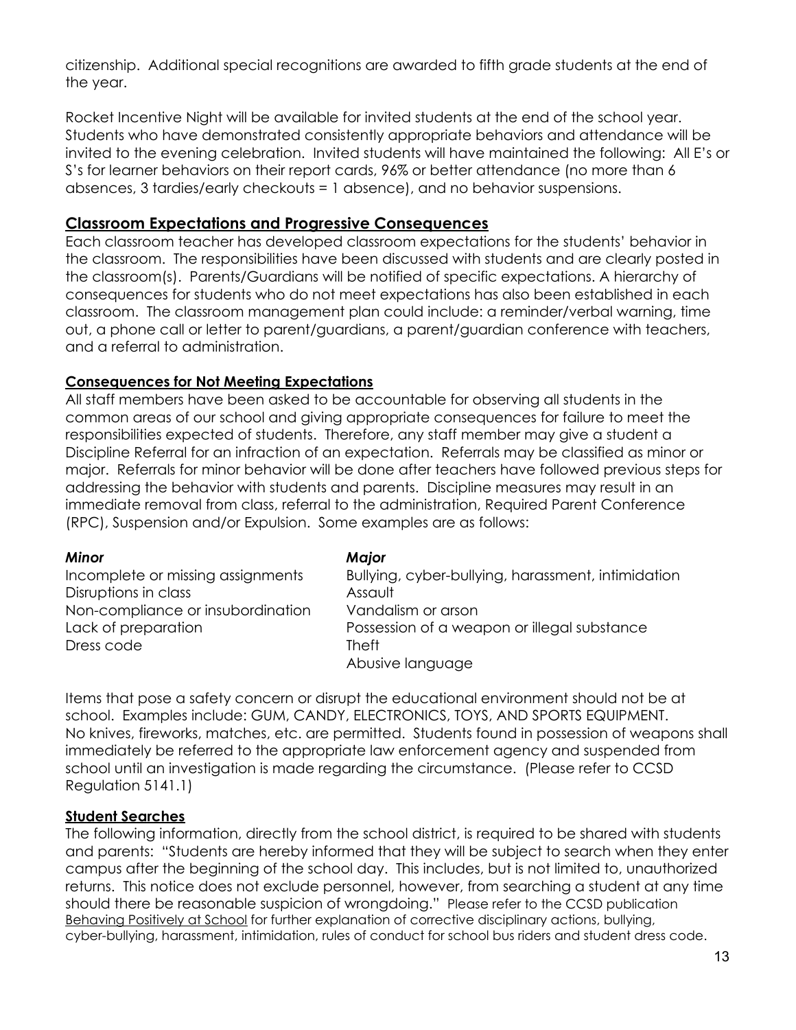citizenship. Additional special recognitions are awarded to fifth grade students at the end of the year.

Rocket Incentive Night will be available for invited students at the end of the school year. Students who have demonstrated consistently appropriate behaviors and attendance will be invited to the evening celebration. Invited students will have maintained the following: All E's or S's for learner behaviors on their report cards, 96% or better attendance (no more than 6 absences, 3 tardies/early checkouts = 1 absence), and no behavior suspensions.

## **Classroom Expectations and Progressive Consequences**

Each classroom teacher has developed classroom expectations for the students' behavior in the classroom. The responsibilities have been discussed with students and are clearly posted in the classroom(s). Parents/Guardians will be notified of specific expectations. A hierarchy of consequences for students who do not meet expectations has also been established in each classroom. The classroom management plan could include: a reminder/verbal warning, time out, a phone call or letter to parent/guardians, a parent/guardian conference with teachers, and a referral to administration.

### **Consequences for Not Meeting Expectations**

All staff members have been asked to be accountable for observing all students in the common areas of our school and giving appropriate consequences for failure to meet the responsibilities expected of students. Therefore, any staff member may give a student a Discipline Referral for an infraction of an expectation. Referrals may be classified as minor or major. Referrals for minor behavior will be done after teachers have followed previous steps for addressing the behavior with students and parents. Discipline measures may result in an immediate removal from class, referral to the administration, Required Parent Conference (RPC), Suspension and/or Expulsion. Some examples are as follows:

| *Minor* | *Major* |
|---|---|
| Incomplete or missing assignments | Bullying, cyber-bullying, harassment, intimidation |
| Disruptions in class | Assault |
| Non-compliance or insubordination | Vandalism or arson |
| Lack of preparation | Possession of a weapon or illegal substance |
| Dress code | Theft |
| | Abusive language |

Items that pose a safety concern or disrupt the educational environment should not be at school. Examples include: GUM, CANDY, ELECTRONICS, TOYS, AND SPORTS EQUIPMENT. No knives, fireworks, matches, etc. are permitted. Students found in possession of weapons shall immediately be referred to the appropriate law enforcement agency and suspended from school until an investigation is made regarding the circumstance. (Please refer to CCSD Regulation 5141.1)

### **Student Searches**

The following information, directly from the school district, is required to be shared with students and parents: "Students are hereby informed that they will be subject to search when they enter campus after the beginning of the school day. This includes, but is not limited to, unauthorized returns. This notice does not exclude personnel, however, from searching a student at any time should there be reasonable suspicion of wrongdoing." Please refer to the CCSD publication Behaving Positively at School for further explanation of corrective disciplinary actions, bullying, cyber-bullying, harassment, intimidation, rules of conduct for school bus riders and student dress code.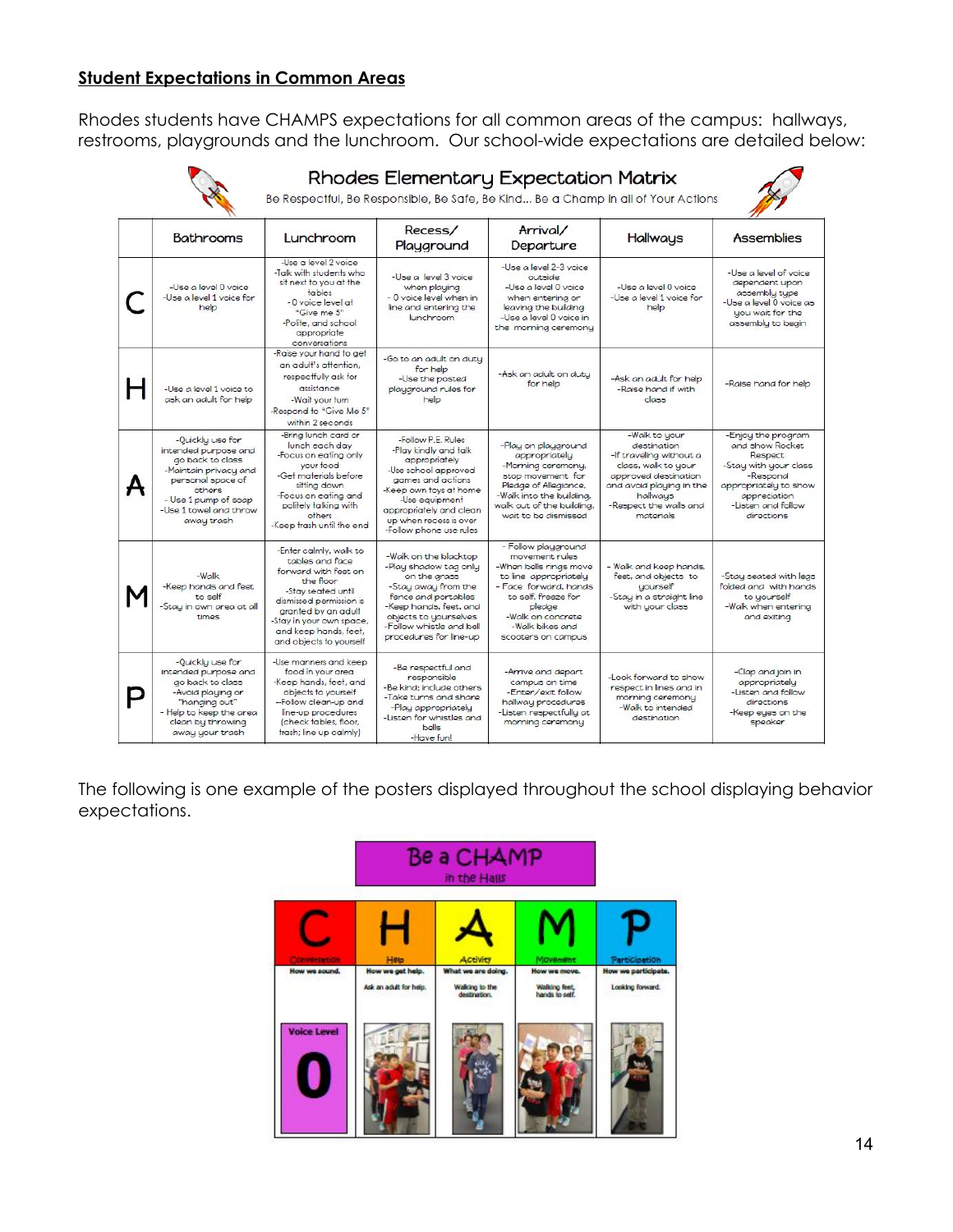## Student Expectations in Common Areas

Rhodes students have CHAMPS expectations for all common areas of the campus: hallways, restrooms, playgrounds and the lunchroom. Our school-wide expectations are detailed below:

### Rhodes Elementary Expectation Matrix

Be Respectful, Be Responsible, Be Safe, Be Kind... Be a Champ in all of Your Actions

| | Bathrooms | Lunchroom | Recess/ Playground | Arrival/ Departure | Hallways | Assemblies |
|---|---|---|---|---|---|---|
| C | -Use a level 0 voice -Use a level 1 voice for help | -Use a level 2 voice -Talk with students who sit next to you at the tables - 0 voice level at "Give me 5" -Polite, and school appropriate conversations | -Use a level 3 voice when playing - 0 voice level when in line and entering the lunchroom | -Use a level 2-3 voice outside -Use a level 0 voice when entering or leaving the building -Use a level 0 voice in the morning ceremony | -Use a level 0 voice -Use a level 1 voice for help | -Use a level of voice dependent upon assembly type -Use a level 0 voice as you wait for the assembly to begin |
| H | -Use a level 1 voice to ask an adult for help | -Raise your hand to get an adult's attention, respectfully ask for assistance -Wait your turn -Respond to "Give Me 5" within 2 seconds | -Go to an adult on duty for help -Use the posted playground rules for help | -Ask an adult on duty for help | -Ask an adult for help -Raise hand if with class | -Raise hand for help |
| A | -Quickly use for intended purpose and go back to class -Maintain privacy and personal space of others - Use 1 pump of soap -Use 1 towel and throw away trash | -Bring lunch card or lunch each day -Focus on eating only your food -Get materials before sitting down -Focus on eating and politely talking with others -Keep trash until the end | -Follow P.E. Rules -Play kindly and talk appropriately -Use school approved games and actions -Keep own toys at home -Use equipment appropriately and clean up when recess is over -Follow phone use rules | -Play on playground appropriately -Morning ceremony, stop movement for Pledge of Allegiance, -Walk into the building, walk out of the building, wait to be dismissed | -Walk to your destination -If traveling without a class, walk to your approved destination and avoid playing in the hallways -Respect the walls and materials | -Enjoy the program and show Rocket Respect -Stay with your class -Respond appropriately to show appreciation -Listen and follow directions |
| M | -Walk -Keep hands and feet to self -Stay in own area at all times | -Enter calmly, walk to tables and face forward with feet on the floor -Stay seated until dismissed permission is granted by an adult -Stay in your own space, and keep hands, feet, and objects to yourself | -Walk on the blacktop -Play shadow tag only on the grass -Stay away from the fence and portables -Keep hands, feet, and objects to yourselves -Follow whistle and bell procedures for line-up | - Follow playground movement rules -When bells rings move to line appropriately - Face forward, hands to self, freeze for pledge -Walk on concrete -Walk bikes and scooters on campus | - Walk and keep hands, feet, and objects to yourself -Stay in a straight line with your class | -Stay seated with legs folded and with hands to yourself -Walk when entering and exiting |
| P | -Quickly use for intended purpose and go back to class -Avoid playing or "hanging out" - Help to keep the area clean by throwing away your trash | -Use manners and keep food in your area -Keep hands, feet, and objects to yourself --Follow clean-up and line-up procedures (check tables, floor, trash; line up calmly) | -Be respectful and responsible -Be kind: include others -Take turns and share -Play appropriately -Listen for whistles and bells -Have fun! | -Arrive and depart campus on time -Enter/exit follow hallway procedures -Listen respectfully at morning ceremony | -Look forward to show respect in lines and in morning ceremony -Walk to intended destination | -Clap and join in appropriately -Listen and follow directions -Keep eyes on the speaker |

The following is one example of the posters displayed throughout the school displaying behavior expectations.

**Be a CHAMP in the Halls**

| C | H | A | M | P |
|---|---|---|---|---|
| Conversation | Help | Activity | Movement | Participation |
| How we sound. | How we get help. | What we are doing. | How we move. | How we participate. |
| Voice Level 0 | Ask an adult for help. | Walking to the destination. | Walking feet, hands to self. | Looking forward. |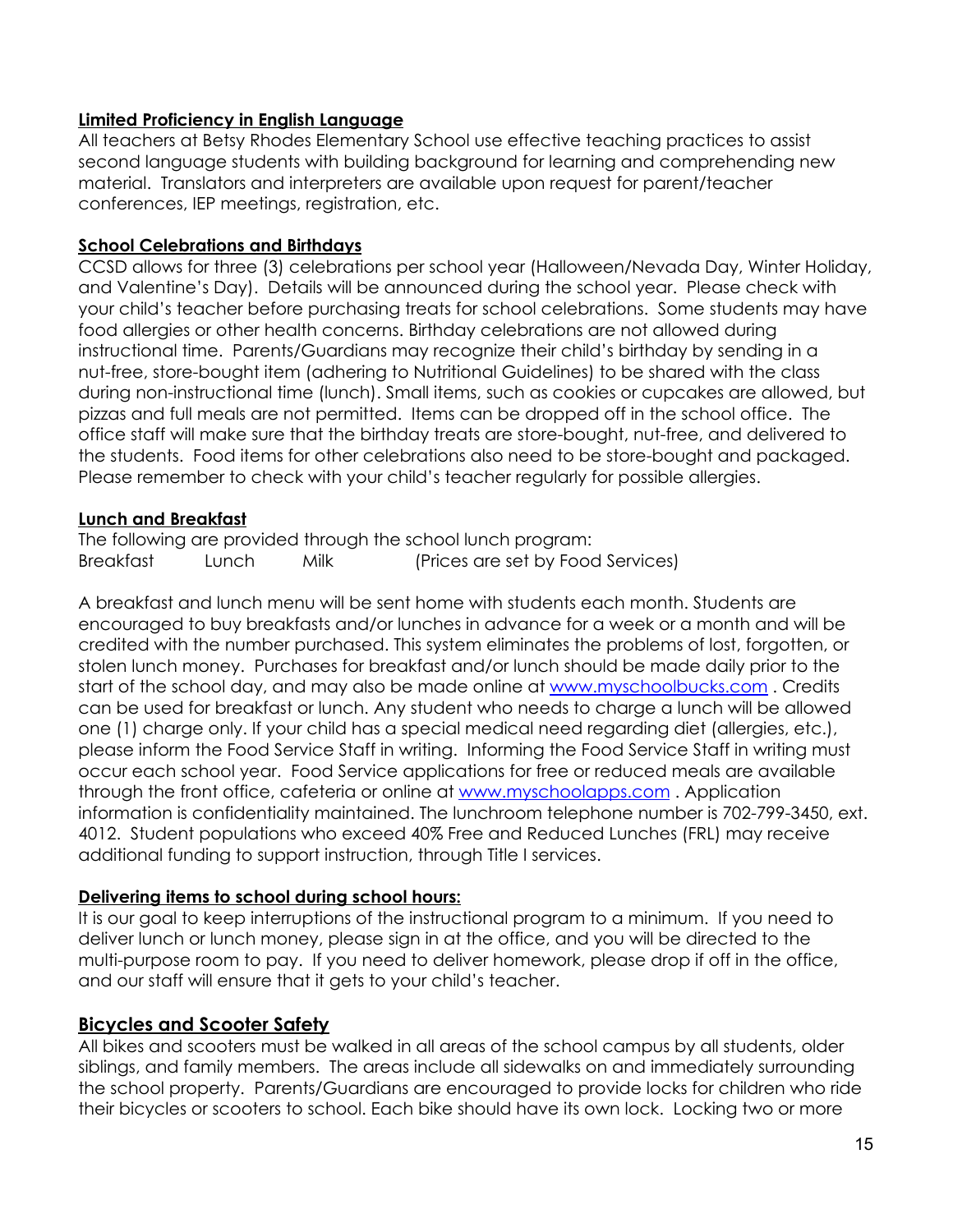**Limited Proficiency in English Language**

All teachers at Betsy Rhodes Elementary School use effective teaching practices to assist second language students with building background for learning and comprehending new material. Translators and interpreters are available upon request for parent/teacher conferences, IEP meetings, registration, etc.

**School Celebrations and Birthdays**

CCSD allows for three (3) celebrations per school year (Halloween/Nevada Day, Winter Holiday, and Valentine's Day). Details will be announced during the school year. Please check with your child's teacher before purchasing treats for school celebrations. Some students may have food allergies or other health concerns. Birthday celebrations are not allowed during instructional time. Parents/Guardians may recognize their child's birthday by sending in a nut-free, store-bought item (adhering to Nutritional Guidelines) to be shared with the class during non-instructional time (lunch). Small items, such as cookies or cupcakes are allowed, but pizzas and full meals are not permitted. Items can be dropped off in the school office. The office staff will make sure that the birthday treats are store-bought, nut-free, and delivered to the students. Food items for other celebrations also need to be store-bought and packaged. Please remember to check with your child's teacher regularly for possible allergies.

**Lunch and Breakfast**

The following are provided through the school lunch program:

Breakfast Lunch Milk (Prices are set by Food Services)

A breakfast and lunch menu will be sent home with students each month. Students are encouraged to buy breakfasts and/or lunches in advance for a week or a month and will be credited with the number purchased. This system eliminates the problems of lost, forgotten, or stolen lunch money. Purchases for breakfast and/or lunch should be made daily prior to the start of the school day, and may also be made online at [www.myschoolbucks.com](www.myschoolbucks.com) . Credits can be used for breakfast or lunch. Any student who needs to charge a lunch will be allowed one (1) charge only. If your child has a special medical need regarding diet (allergies, etc.), please inform the Food Service Staff in writing. Informing the Food Service Staff in writing must occur each school year. Food Service applications for free or reduced meals are available through the front office, cafeteria or online at [www.myschoolapps.com](www.myschoolapps.com) . Application information is confidentiality maintained. The lunchroom telephone number is 702-799-3450, ext. 4012. Student populations who exceed 40% Free and Reduced Lunches (FRL) may receive additional funding to support instruction, through Title I services.

**Delivering items to school during school hours:**

It is our goal to keep interruptions of the instructional program to a minimum. If you need to deliver lunch or lunch money, please sign in at the office, and you will be directed to the multi-purpose room to pay. If you need to deliver homework, please drop if off in the office, and our staff will ensure that it gets to your child's teacher.

## Bicycles and Scooter Safety

All bikes and scooters must be walked in all areas of the school campus by all students, older siblings, and family members. The areas include all sidewalks on and immediately surrounding the school property. Parents/Guardians are encouraged to provide locks for children who ride their bicycles or scooters to school. Each bike should have its own lock. Locking two or more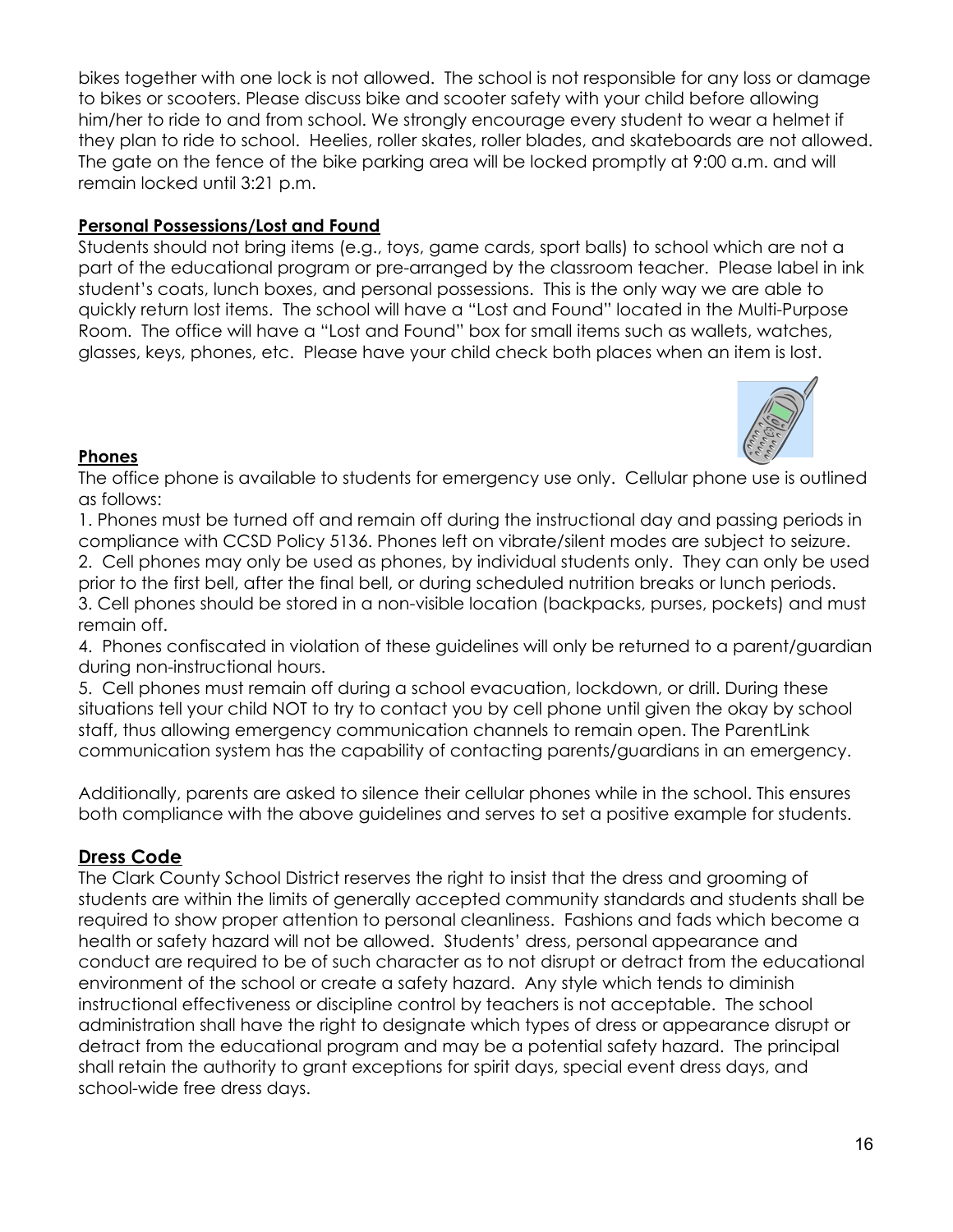bikes together with one lock is not allowed. The school is not responsible for any loss or damage to bikes or scooters. Please discuss bike and scooter safety with your child before allowing him/her to ride to and from school. We strongly encourage every student to wear a helmet if they plan to ride to school. Heelies, roller skates, roller blades, and skateboards are not allowed. The gate on the fence of the bike parking area will be locked promptly at 9:00 a.m. and will remain locked until 3:21 p.m.

**Personal Possessions/Lost and Found**

Students should not bring items (e.g., toys, game cards, sport balls) to school which are not a part of the educational program or pre-arranged by the classroom teacher. Please label in ink student's coats, lunch boxes, and personal possessions. This is the only way we are able to quickly return lost items. The school will have a "Lost and Found" located in the Multi-Purpose Room. The office will have a "Lost and Found" box for small items such as wallets, watches, glasses, keys, phones, etc. Please have your child check both places when an item is lost.

**Phones**

The office phone is available to students for emergency use only. Cellular phone use is outlined as follows:

1. Phones must be turned off and remain off during the instructional day and passing periods in compliance with CCSD Policy 5136. Phones left on vibrate/silent modes are subject to seizure.
2. Cell phones may only be used as phones, by individual students only. They can only be used prior to the first bell, after the final bell, or during scheduled nutrition breaks or lunch periods.
3. Cell phones should be stored in a non-visible location (backpacks, purses, pockets) and must remain off.
4. Phones confiscated in violation of these guidelines will only be returned to a parent/guardian during non-instructional hours.
5. Cell phones must remain off during a school evacuation, lockdown, or drill. During these situations tell your child NOT to try to contact you by cell phone until given the okay by school staff, thus allowing emergency communication channels to remain open. The ParentLink communication system has the capability of contacting parents/guardians in an emergency.

Additionally, parents are asked to silence their cellular phones while in the school. This ensures both compliance with the above guidelines and serves to set a positive example for students.

## Dress Code

The Clark County School District reserves the right to insist that the dress and grooming of students are within the limits of generally accepted community standards and students shall be required to show proper attention to personal cleanliness. Fashions and fads which become a health or safety hazard will not be allowed. Students' dress, personal appearance and conduct are required to be of such character as to not disrupt or detract from the educational environment of the school or create a safety hazard. Any style which tends to diminish instructional effectiveness or discipline control by teachers is not acceptable. The school administration shall have the right to designate which types of dress or appearance disrupt or detract from the educational program and may be a potential safety hazard. The principal shall retain the authority to grant exceptions for spirit days, special event dress days, and school-wide free dress days.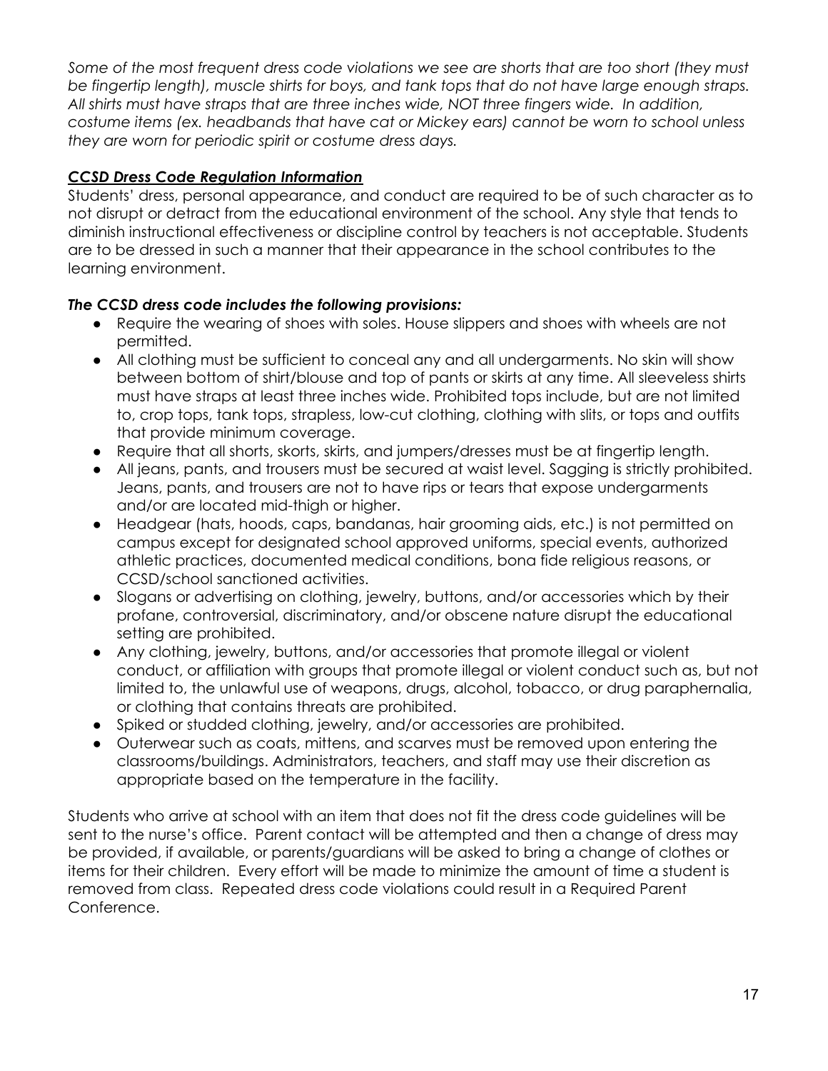*Some of the most frequent dress code violations we see are shorts that are too short (they must be fingertip length), muscle shirts for boys, and tank tops that do not have large enough straps. All shirts must have straps that are three inches wide, NOT three fingers wide. In addition, costume items (ex. headbands that have cat or Mickey ears) cannot be worn to school unless they are worn for periodic spirit or costume dress days.*

### ***CCSD Dress Code Regulation Information***

Students' dress, personal appearance, and conduct are required to be of such character as to not disrupt or detract from the educational environment of the school. Any style that tends to diminish instructional effectiveness or discipline control by teachers is not acceptable. Students are to be dressed in such a manner that their appearance in the school contributes to the learning environment.

***The CCSD dress code includes the following provisions:***

- Require the wearing of shoes with soles. House slippers and shoes with wheels are not permitted.
- All clothing must be sufficient to conceal any and all undergarments. No skin will show between bottom of shirt/blouse and top of pants or skirts at any time. All sleeveless shirts must have straps at least three inches wide. Prohibited tops include, but are not limited to, crop tops, tank tops, strapless, low-cut clothing, clothing with slits, or tops and outfits that provide minimum coverage.
- Require that all shorts, skorts, skirts, and jumpers/dresses must be at fingertip length.
- All jeans, pants, and trousers must be secured at waist level. Sagging is strictly prohibited. Jeans, pants, and trousers are not to have rips or tears that expose undergarments and/or are located mid-thigh or higher.
- Headgear (hats, hoods, caps, bandanas, hair grooming aids, etc.) is not permitted on campus except for designated school approved uniforms, special events, authorized athletic practices, documented medical conditions, bona fide religious reasons, or CCSD/school sanctioned activities.
- Slogans or advertising on clothing, jewelry, buttons, and/or accessories which by their profane, controversial, discriminatory, and/or obscene nature disrupt the educational setting are prohibited.
- Any clothing, jewelry, buttons, and/or accessories that promote illegal or violent conduct, or affiliation with groups that promote illegal or violent conduct such as, but not limited to, the unlawful use of weapons, drugs, alcohol, tobacco, or drug paraphernalia, or clothing that contains threats are prohibited.
- Spiked or studded clothing, jewelry, and/or accessories are prohibited.
- Outerwear such as coats, mittens, and scarves must be removed upon entering the classrooms/buildings. Administrators, teachers, and staff may use their discretion as appropriate based on the temperature in the facility.

Students who arrive at school with an item that does not fit the dress code guidelines will be sent to the nurse's office. Parent contact will be attempted and then a change of dress may be provided, if available, or parents/guardians will be asked to bring a change of clothes or items for their children. Every effort will be made to minimize the amount of time a student is removed from class. Repeated dress code violations could result in a Required Parent Conference.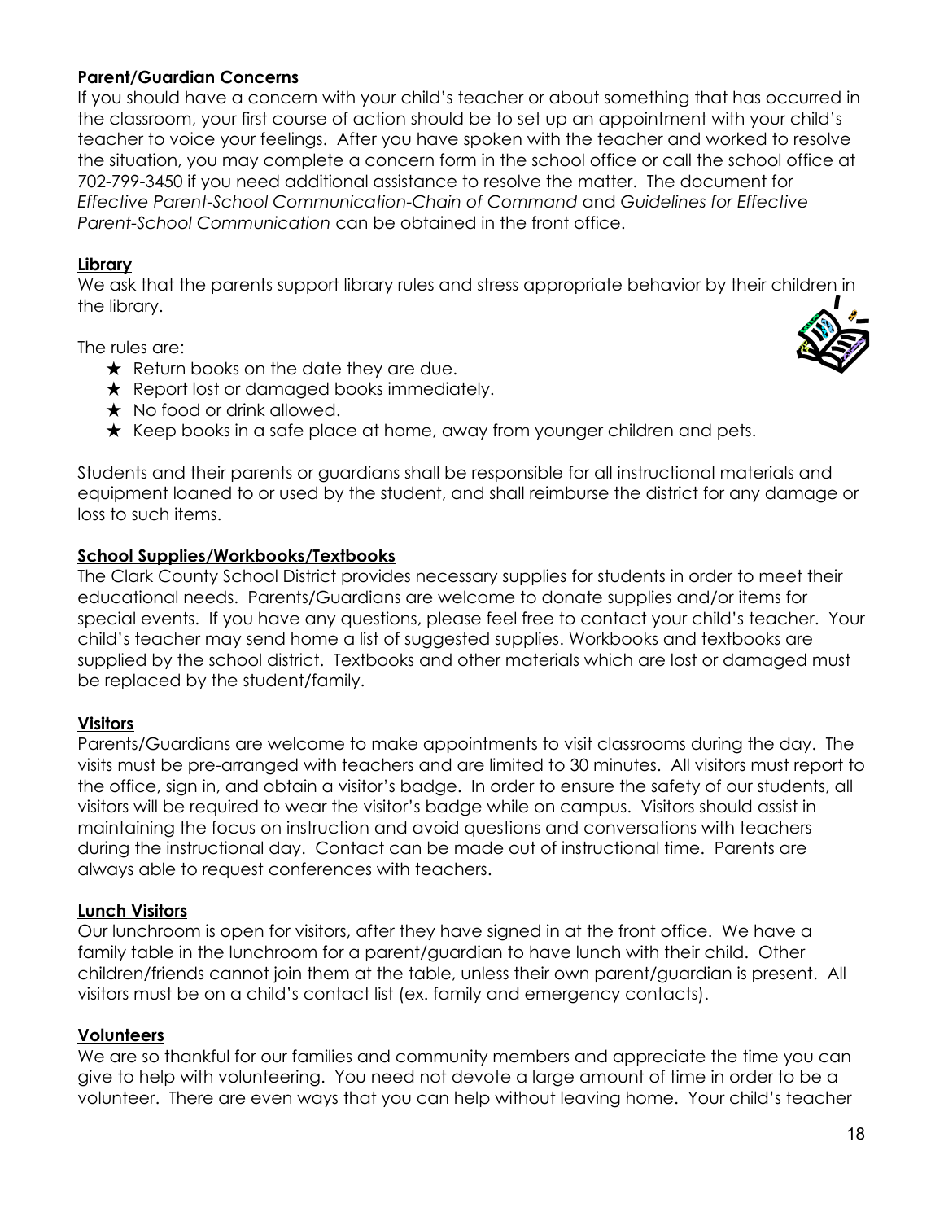**Parent/Guardian Concerns**

If you should have a concern with your child's teacher or about something that has occurred in the classroom, your first course of action should be to set up an appointment with your child's teacher to voice your feelings. After you have spoken with the teacher and worked to resolve the situation, you may complete a concern form in the school office or call the school office at 702-799-3450 if you need additional assistance to resolve the matter. The document for *Effective Parent-School Communication-Chain of Command* and *Guidelines for Effective Parent-School Communication* can be obtained in the front office.

**Library**

We ask that the parents support library rules and stress appropriate behavior by their children in the library.

The rules are:

- ★ Return books on the date they are due.
- ★ Report lost or damaged books immediately.
- ★ No food or drink allowed.
- ★ Keep books in a safe place at home, away from younger children and pets.

Students and their parents or guardians shall be responsible for all instructional materials and equipment loaned to or used by the student, and shall reimburse the district for any damage or loss to such items.

**School Supplies/Workbooks/Textbooks**

The Clark County School District provides necessary supplies for students in order to meet their educational needs. Parents/Guardians are welcome to donate supplies and/or items for special events. If you have any questions, please feel free to contact your child's teacher. Your child's teacher may send home a list of suggested supplies. Workbooks and textbooks are supplied by the school district. Textbooks and other materials which are lost or damaged must be replaced by the student/family.

**Visitors**

Parents/Guardians are welcome to make appointments to visit classrooms during the day. The visits must be pre-arranged with teachers and are limited to 30 minutes. All visitors must report to the office, sign in, and obtain a visitor's badge. In order to ensure the safety of our students, all visitors will be required to wear the visitor's badge while on campus. Visitors should assist in maintaining the focus on instruction and avoid questions and conversations with teachers during the instructional day. Contact can be made out of instructional time. Parents are always able to request conferences with teachers.

**Lunch Visitors**

Our lunchroom is open for visitors, after they have signed in at the front office. We have a family table in the lunchroom for a parent/guardian to have lunch with their child. Other children/friends cannot join them at the table, unless their own parent/guardian is present. All visitors must be on a child's contact list (ex. family and emergency contacts).

**Volunteers**

We are so thankful for our families and community members and appreciate the time you can give to help with volunteering. You need not devote a large amount of time in order to be a volunteer. There are even ways that you can help without leaving home. Your child's teacher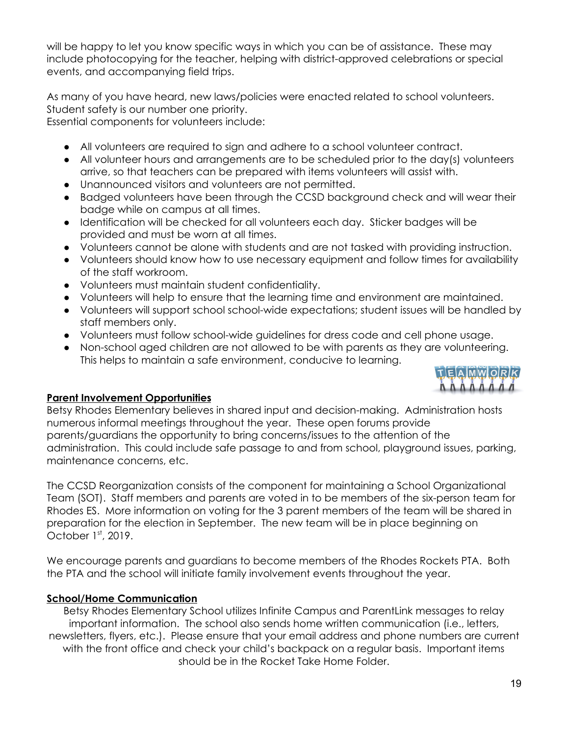will be happy to let you know specific ways in which you can be of assistance. These may include photocopying for the teacher, helping with district-approved celebrations or special events, and accompanying field trips.

As many of you have heard, new laws/policies were enacted related to school volunteers. Student safety is our number one priority.
Essential components for volunteers include:

- All volunteers are required to sign and adhere to a school volunteer contract.
- All volunteer hours and arrangements are to be scheduled prior to the day(s) volunteers arrive, so that teachers can be prepared with items volunteers will assist with.
- Unannounced visitors and volunteers are not permitted.
- Badged volunteers have been through the CCSD background check and will wear their badge while on campus at all times.
- Identification will be checked for all volunteers each day. Sticker badges will be provided and must be worn at all times.
- Volunteers cannot be alone with students and are not tasked with providing instruction.
- Volunteers should know how to use necessary equipment and follow times for availability of the staff workroom.
- Volunteers must maintain student confidentiality.
- Volunteers will help to ensure that the learning time and environment are maintained.
- Volunteers will support school school-wide expectations; student issues will be handled by staff members only.
- Volunteers must follow school-wide guidelines for dress code and cell phone usage.
- Non-school aged children are not allowed to be with parents as they are volunteering. This helps to maintain a safe environment, conducive to learning.

**Parent Involvement Opportunities**

Betsy Rhodes Elementary believes in shared input and decision-making. Administration hosts numerous informal meetings throughout the year. These open forums provide parents/guardians the opportunity to bring concerns/issues to the attention of the administration. This could include safe passage to and from school, playground issues, parking, maintenance concerns, etc.

The CCSD Reorganization consists of the component for maintaining a School Organizational Team (SOT). Staff members and parents are voted in to be members of the six-person team for Rhodes ES. More information on voting for the 3 parent members of the team will be shared in preparation for the election in September. The new team will be in place beginning on October 1st, 2019.

We encourage parents and guardians to become members of the Rhodes Rockets PTA. Both the PTA and the school will initiate family involvement events throughout the year.

**School/Home Communication**

Betsy Rhodes Elementary School utilizes Infinite Campus and ParentLink messages to relay important information. The school also sends home written communication (i.e., letters, newsletters, flyers, etc.). Please ensure that your email address and phone numbers are current with the front office and check your child's backpack on a regular basis. Important items should be in the Rocket Take Home Folder.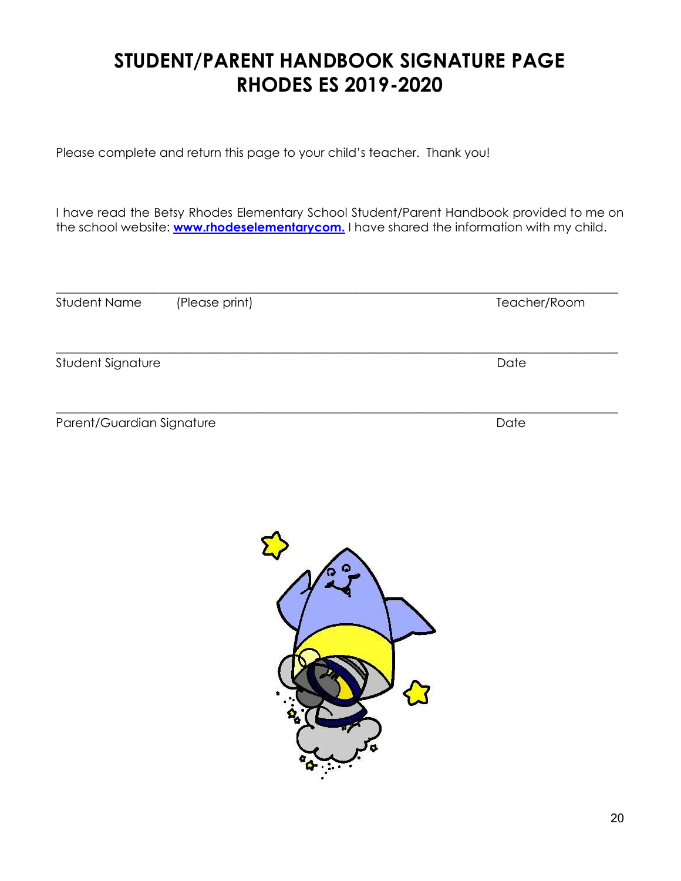# STUDENT/PARENT HANDBOOK SIGNATURE PAGE
# RHODES ES 2019-2020

Please complete and return this page to your child's teacher. Thank you!

I have read the Betsy Rhodes Elementary School Student/Parent Handbook provided to me on the school website: **www.rhodeselementarycom.** I have shared the information with my child.

\_\_\_\_\_\_\_\_\_\_\_\_\_\_\_\_\_\_\_\_\_\_\_\_\_\_\_\_\_\_\_\_\_\_\_\_\_\_\_\_\_\_\_\_\_\_\_\_\_\_\_\_\_\_\_\_\_\_\_\_\_\_\_\_\_\_

Student Name (Please print) Teacher/Room

\_\_\_\_\_\_\_\_\_\_\_\_\_\_\_\_\_\_\_\_\_\_\_\_\_\_\_\_\_\_\_\_\_\_\_\_\_\_\_\_\_\_\_\_\_\_\_\_\_\_\_\_\_\_\_\_\_\_\_\_\_\_\_\_\_\_

Student Signature Date

\_\_\_\_\_\_\_\_\_\_\_\_\_\_\_\_\_\_\_\_\_\_\_\_\_\_\_\_\_\_\_\_\_\_\_\_\_\_\_\_\_\_\_\_\_\_\_\_\_\_\_\_\_\_\_\_\_\_\_\_\_\_\_\_\_\_

Parent/Guardian Signature Date